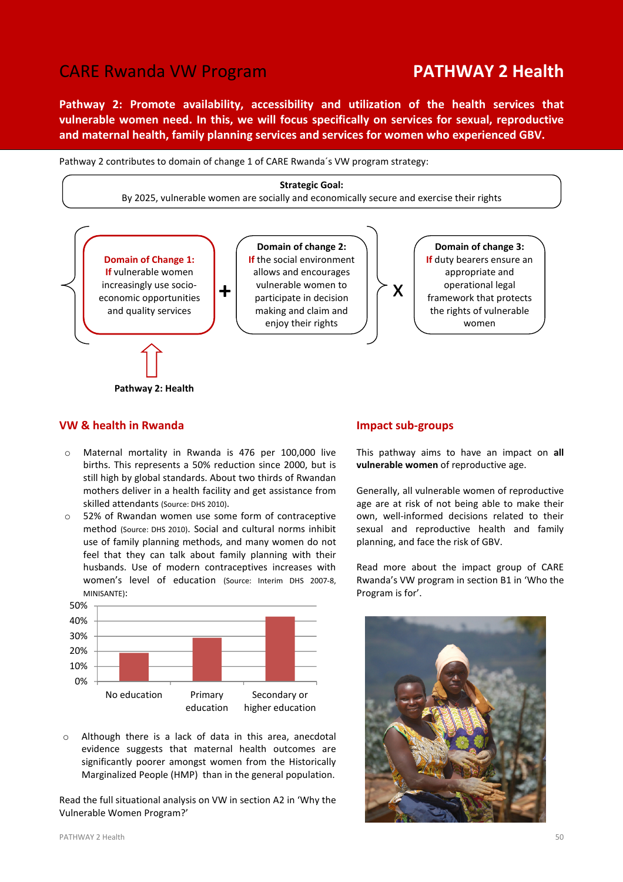# CARE Rwanda VW Program

# PATHWAY 2 Health

**Pathway 2: Promote availability, accessibility and utilization of the health services that vulnerable women need. In this, we will focus specifically on services for sexual, reproductive and maternal health, family planning services and services for women who experienced GBV.**

Pathway 2 contributes to domain of change 1 of CARE Rwanda´s VW program strategy:

**Strategic Goal:**
By 2025, vulnerable women are socially and economically secure and exercise their rights

**Domain of Change 1:** If vulnerable women increasingly use socio-economic opportunities and quality services

+

**Domain of change 2:** If the social environment allows and encourages vulnerable women to participate in decision making and claim and enjoy their rights

X

**Domain of change 3:** If duty bearers ensure an appropriate and operational legal framework that protects the rights of vulnerable women

**Pathway 2: Health**

## VW & health in Rwanda

- Maternal mortality in Rwanda is 476 per 100,000 live births. This represents a 50% reduction since 2000, but is still high by global standards. About two thirds of Rwandan mothers deliver in a health facility and get assistance from skilled attendants (Source: DHS 2010).
- 52% of Rwandan women use some form of contraceptive method (Source: DHS 2010). Social and cultural norms inhibit use of family planning methods, and many women do not feel that they can talk about family planning with their husbands. Use of modern contraceptives increases with women's level of education (Source: Interim DHS 2007-8, MINISANTE):

| Education level | Use of modern contraceptives |
|---|---|
| No education | ~19% |
| Primary education | ~29% |
| Secondary or higher education | ~43% |

- Although there is a lack of data in this area, anecdotal evidence suggests that maternal health outcomes are significantly poorer amongst women from the Historically Marginalized People (HMP) than in the general population.

Read the full situational analysis on VW in section A2 in 'Why the Vulnerable Women Program?'

## Impact sub-groups

This pathway aims to have an impact on **all vulnerable women** of reproductive age.

Generally, all vulnerable women of reproductive age are at risk of not being able to make their own, well-informed decisions related to their sexual and reproductive health and family planning, and face the risk of GBV.

Read more about the impact group of CARE Rwanda's VW program in section B1 in 'Who the Program is for'.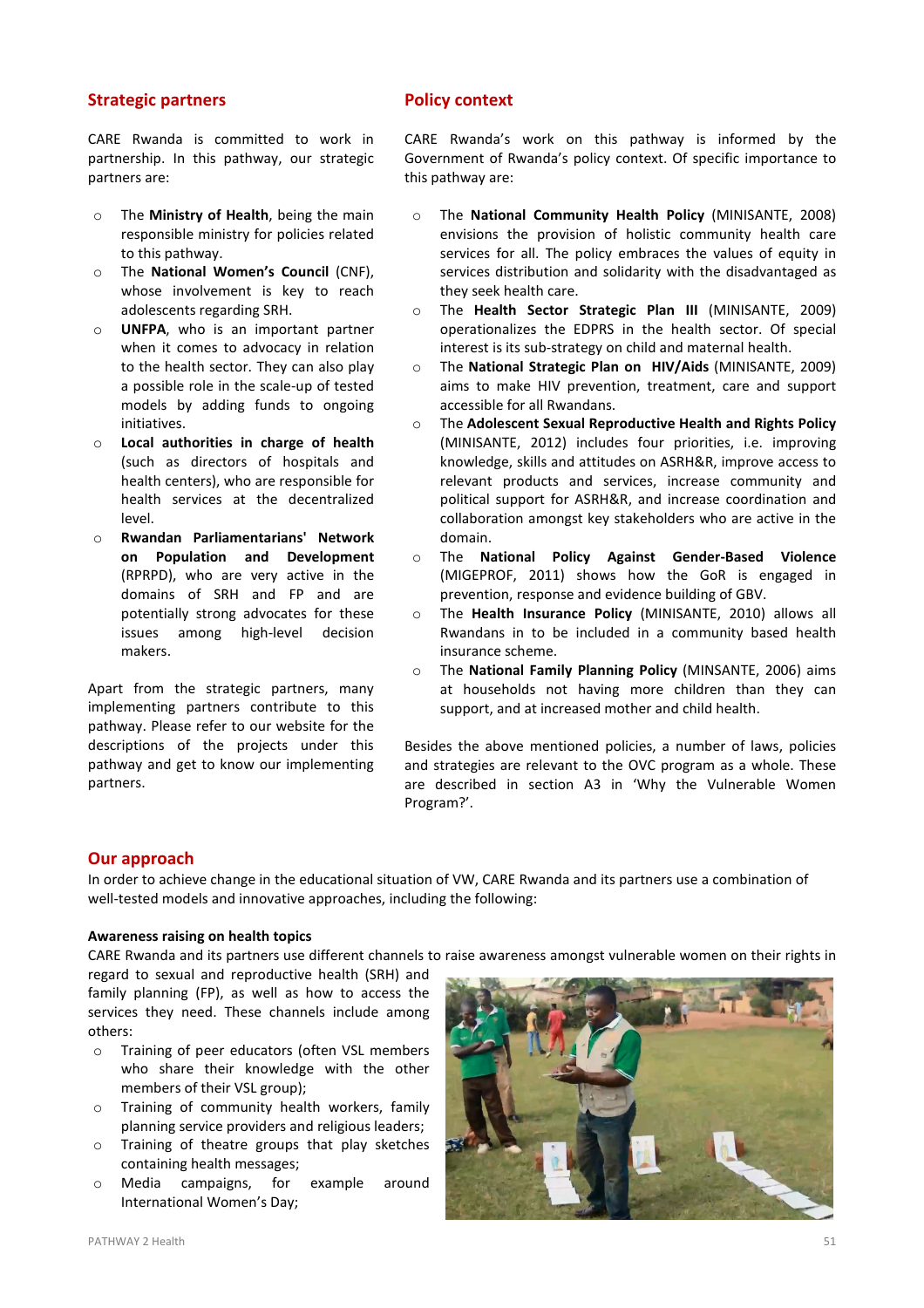## Strategic partners

CARE Rwanda is committed to work in partnership. In this pathway, our strategic partners are:

- The **Ministry of Health**, being the main responsible ministry for policies related to this pathway.
- The **National Women's Council** (CNF), whose involvement is key to reach adolescents regarding SRH.
- **UNFPA**, who is an important partner when it comes to advocacy in relation to the health sector. They can also play a possible role in the scale-up of tested models by adding funds to ongoing initiatives.
- **Local authorities in charge of health** (such as directors of hospitals and health centers), who are responsible for health services at the decentralized level.
- **Rwandan Parliamentarians' Network on Population and Development** (RPRPD), who are very active in the domains of SRH and FP and are potentially strong advocates for these issues among high-level decision makers.

Apart from the strategic partners, many implementing partners contribute to this pathway. Please refer to our website for the descriptions of the projects under this pathway and get to know our implementing partners.

## Policy context

CARE Rwanda's work on this pathway is informed by the Government of Rwanda's policy context. Of specific importance to this pathway are:

- The **National Community Health Policy** (MINISANTE, 2008) envisions the provision of holistic community health care services for all. The policy embraces the values of equity in services distribution and solidarity with the disadvantaged as they seek health care.
- The **Health Sector Strategic Plan III** (MINISANTE, 2009) operationalizes the EDPRS in the health sector. Of special interest is its sub-strategy on child and maternal health.
- The **National Strategic Plan on HIV/Aids** (MINISANTE, 2009) aims to make HIV prevention, treatment, care and support accessible for all Rwandans.
- The **Adolescent Sexual Reproductive Health and Rights Policy** (MINISANTE, 2012) includes four priorities, i.e. improving knowledge, skills and attitudes on ASRH&R, improve access to relevant products and services, increase community and political support for ASRH&R, and increase coordination and collaboration amongst key stakeholders who are active in the domain.
- The **National Policy Against Gender-Based Violence** (MIGEPROF, 2011) shows how the GoR is engaged in prevention, response and evidence building of GBV.
- The **Health Insurance Policy** (MINISANTE, 2010) allows all Rwandans in to be included in a community based health insurance scheme.
- The **National Family Planning Policy** (MINSANTE, 2006) aims at households not having more children than they can support, and at increased mother and child health.

Besides the above mentioned policies, a number of laws, policies and strategies are relevant to the OVC program as a whole. These are described in section A3 in 'Why the Vulnerable Women Program?'.

## Our approach

In order to achieve change in the educational situation of VW, CARE Rwanda and its partners use a combination of well-tested models and innovative approaches, including the following:

### Awareness raising on health topics

CARE Rwanda and its partners use different channels to raise awareness amongst vulnerable women on their rights in regard to sexual and reproductive health (SRH) and family planning (FP), as well as how to access the services they need. These channels include among others:

- Training of peer educators (often VSL members who share their knowledge with the other members of their VSL group);
- Training of community health workers, family planning service providers and religious leaders;
- Training of theatre groups that play sketches containing health messages;
- Media campaigns, for example around International Women's Day;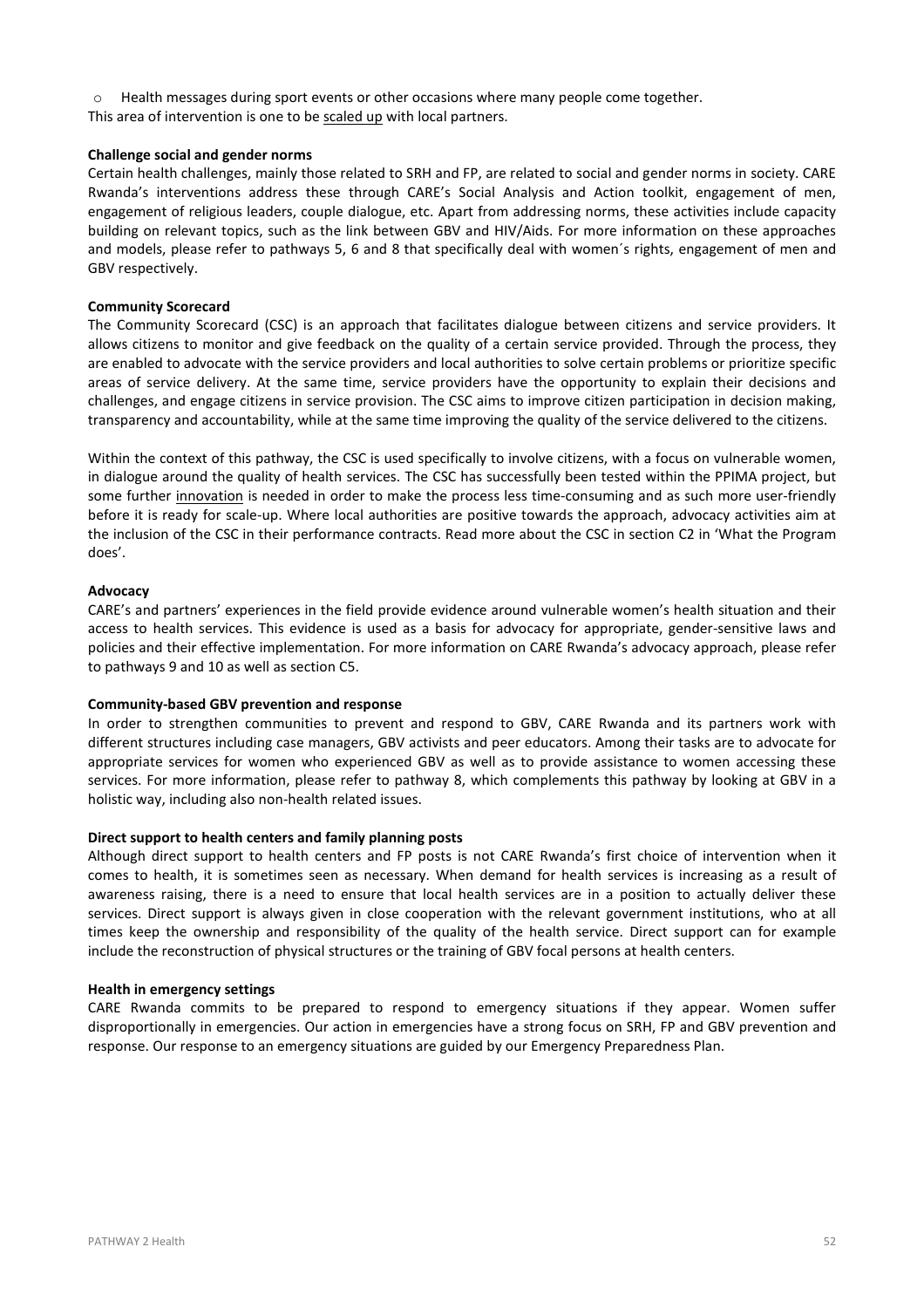- Health messages during sport events or other occasions where many people come together.

This area of intervention is one to be scaled up with local partners.

**Challenge social and gender norms**

Certain health challenges, mainly those related to SRH and FP, are related to social and gender norms in society. CARE Rwanda's interventions address these through CARE's Social Analysis and Action toolkit, engagement of men, engagement of religious leaders, couple dialogue, etc. Apart from addressing norms, these activities include capacity building on relevant topics, such as the link between GBV and HIV/Aids. For more information on these approaches and models, please refer to pathways 5, 6 and 8 that specifically deal with women´s rights, engagement of men and GBV respectively.

**Community Scorecard**

The Community Scorecard (CSC) is an approach that facilitates dialogue between citizens and service providers. It allows citizens to monitor and give feedback on the quality of a certain service provided. Through the process, they are enabled to advocate with the service providers and local authorities to solve certain problems or prioritize specific areas of service delivery. At the same time, service providers have the opportunity to explain their decisions and challenges, and engage citizens in service provision. The CSC aims to improve citizen participation in decision making, transparency and accountability, while at the same time improving the quality of the service delivered to the citizens.

Within the context of this pathway, the CSC is used specifically to involve citizens, with a focus on vulnerable women, in dialogue around the quality of health services. The CSC has successfully been tested within the PPIMA project, but some further innovation is needed in order to make the process less time-consuming and as such more user-friendly before it is ready for scale-up. Where local authorities are positive towards the approach, advocacy activities aim at the inclusion of the CSC in their performance contracts. Read more about the CSC in section C2 in 'What the Program does'.

**Advocacy**

CARE's and partners' experiences in the field provide evidence around vulnerable women's health situation and their access to health services. This evidence is used as a basis for advocacy for appropriate, gender-sensitive laws and policies and their effective implementation. For more information on CARE Rwanda's advocacy approach, please refer to pathways 9 and 10 as well as section C5.

**Community-based GBV prevention and response**

In order to strengthen communities to prevent and respond to GBV, CARE Rwanda and its partners work with different structures including case managers, GBV activists and peer educators. Among their tasks are to advocate for appropriate services for women who experienced GBV as well as to provide assistance to women accessing these services. For more information, please refer to pathway 8, which complements this pathway by looking at GBV in a holistic way, including also non-health related issues.

**Direct support to health centers and family planning posts**

Although direct support to health centers and FP posts is not CARE Rwanda's first choice of intervention when it comes to health, it is sometimes seen as necessary. When demand for health services is increasing as a result of awareness raising, there is a need to ensure that local health services are in a position to actually deliver these services. Direct support is always given in close cooperation with the relevant government institutions, who at all times keep the ownership and responsibility of the quality of the health service. Direct support can for example include the reconstruction of physical structures or the training of GBV focal persons at health centers.

**Health in emergency settings**

CARE Rwanda commits to be prepared to respond to emergency situations if they appear. Women suffer disproportionally in emergencies. Our action in emergencies have a strong focus on SRH, FP and GBV prevention and response. Our response to an emergency situations are guided by our Emergency Preparedness Plan.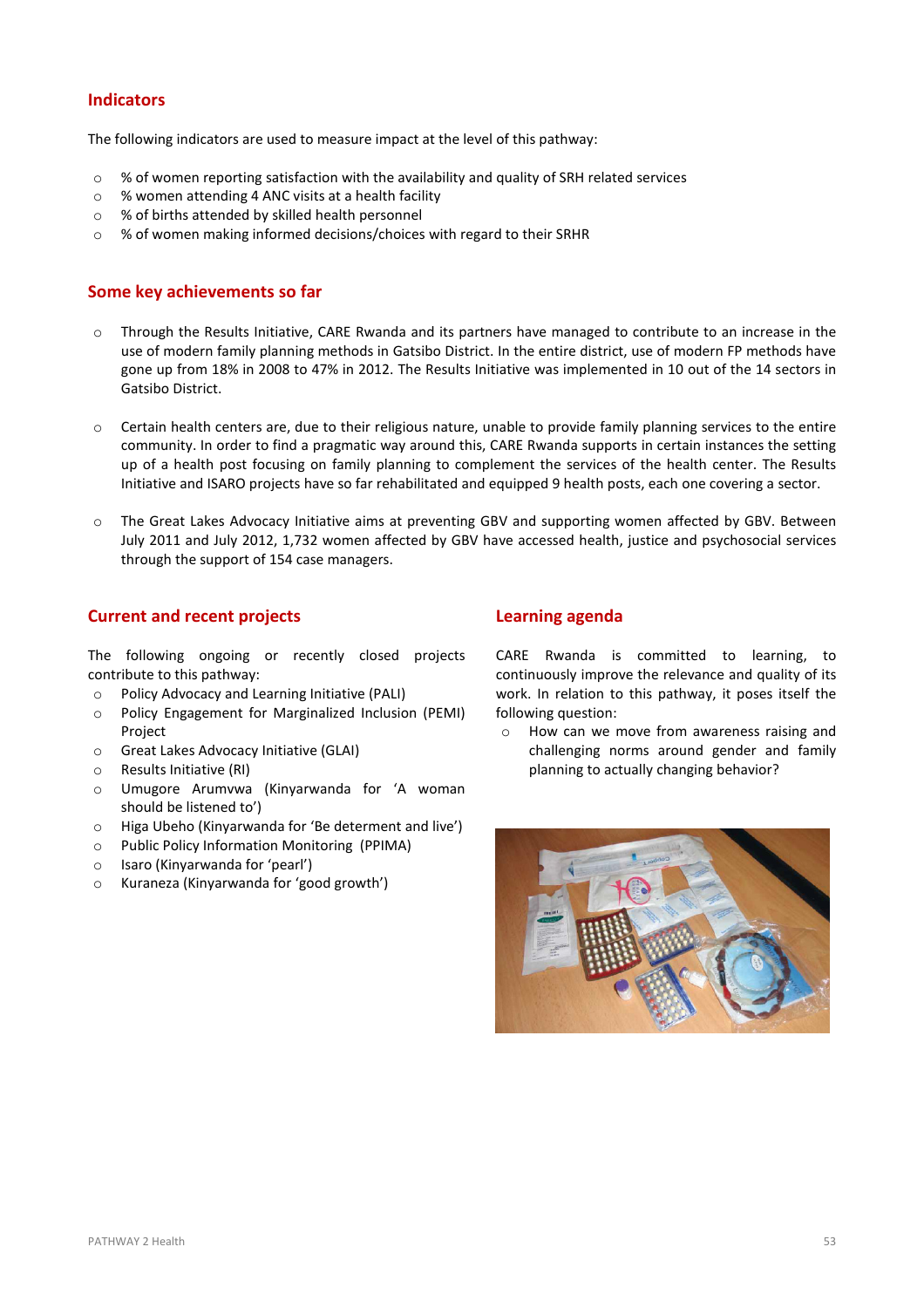## Indicators

The following indicators are used to measure impact at the level of this pathway:

- % of women reporting satisfaction with the availability and quality of SRH related services
- % women attending 4 ANC visits at a health facility
- % of births attended by skilled health personnel
- % of women making informed decisions/choices with regard to their SRHR

## Some key achievements so far

- Through the Results Initiative, CARE Rwanda and its partners have managed to contribute to an increase in the use of modern family planning methods in Gatsibo District. In the entire district, use of modern FP methods have gone up from 18% in 2008 to 47% in 2012. The Results Initiative was implemented in 10 out of the 14 sectors in Gatsibo District.

- Certain health centers are, due to their religious nature, unable to provide family planning services to the entire community. In order to find a pragmatic way around this, CARE Rwanda supports in certain instances the setting up of a health post focusing on family planning to complement the services of the health center. The Results Initiative and ISARO projects have so far rehabilitated and equipped 9 health posts, each one covering a sector.

- The Great Lakes Advocacy Initiative aims at preventing GBV and supporting women affected by GBV. Between July 2011 and July 2012, 1,732 women affected by GBV have accessed health, justice and psychosocial services through the support of 154 case managers.

## Current and recent projects

The following ongoing or recently closed projects contribute to this pathway:

- Policy Advocacy and Learning Initiative (PALI)
- Policy Engagement for Marginalized Inclusion (PEMI) Project
- Great Lakes Advocacy Initiative (GLAI)
- Results Initiative (RI)
- Umugore Arumvwa (Kinyarwanda for 'A woman should be listened to')
- Higa Ubeho (Kinyarwanda for 'Be determent and live')
- Public Policy Information Monitoring (PPIMA)
- Isaro (Kinyarwanda for 'pearl')
- Kuraneza (Kinyarwanda for 'good growth')

## Learning agenda

CARE Rwanda is committed to learning, to continuously improve the relevance and quality of its work. In relation to this pathway, it poses itself the following question:

- How can we move from awareness raising and challenging norms around gender and family planning to actually changing behavior?